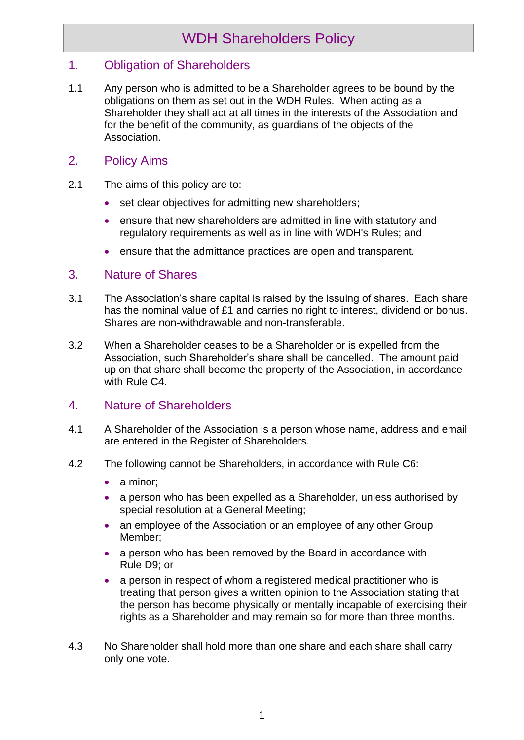# WDH Shareholders Policy

## 1. Obligation of Shareholders

1.1 Any person who is admitted to be a Shareholder agrees to be bound by the obligations on them as set out in the WDH Rules. When acting as a Shareholder they shall act at all times in the interests of the Association and for the benefit of the community, as guardians of the objects of the Association.

## 2. Policy Aims

2.1 The aims of this policy are to:

- set clear objectives for admitting new shareholders;
- ensure that new shareholders are admitted in line with statutory and regulatory requirements as well as in line with WDH's Rules; and
- ensure that the admittance practices are open and transparent.

## 3. Nature of Shares

3.1 The Association's share capital is raised by the issuing of shares. Each share has the nominal value of £1 and carries no right to interest, dividend or bonus. Shares are non-withdrawable and non-transferable.

3.2 When a Shareholder ceases to be a Shareholder or is expelled from the Association, such Shareholder's share shall be cancelled. The amount paid up on that share shall become the property of the Association, in accordance with Rule C4.

## 4. Nature of Shareholders

4.1 A Shareholder of the Association is a person whose name, address and email are entered in the Register of Shareholders.

4.2 The following cannot be Shareholders, in accordance with Rule C6:

- a minor;
- a person who has been expelled as a Shareholder, unless authorised by special resolution at a General Meeting;
- an employee of the Association or an employee of any other Group Member;
- a person who has been removed by the Board in accordance with Rule D9; or
- a person in respect of whom a registered medical practitioner who is treating that person gives a written opinion to the Association stating that the person has become physically or mentally incapable of exercising their rights as a Shareholder and may remain so for more than three months.

4.3 No Shareholder shall hold more than one share and each share shall carry only one vote.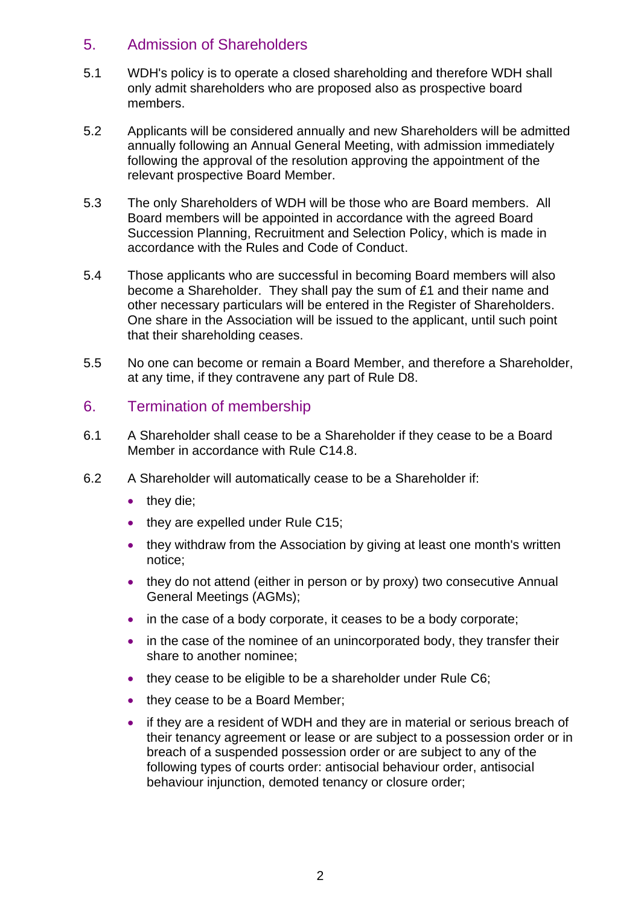## 5. Admission of Shareholders

5.1 WDH's policy is to operate a closed shareholding and therefore WDH shall only admit shareholders who are proposed also as prospective board members.

5.2 Applicants will be considered annually and new Shareholders will be admitted annually following an Annual General Meeting, with admission immediately following the approval of the resolution approving the appointment of the relevant prospective Board Member.

5.3 The only Shareholders of WDH will be those who are Board members. All Board members will be appointed in accordance with the agreed Board Succession Planning, Recruitment and Selection Policy, which is made in accordance with the Rules and Code of Conduct.

5.4 Those applicants who are successful in becoming Board members will also become a Shareholder. They shall pay the sum of £1 and their name and other necessary particulars will be entered in the Register of Shareholders. One share in the Association will be issued to the applicant, until such point that their shareholding ceases.

5.5 No one can become or remain a Board Member, and therefore a Shareholder, at any time, if they contravene any part of Rule D8.

## 6. Termination of membership

6.1 A Shareholder shall cease to be a Shareholder if they cease to be a Board Member in accordance with Rule C14.8.

6.2 A Shareholder will automatically cease to be a Shareholder if:

- they die;
- they are expelled under Rule C15;
- they withdraw from the Association by giving at least one month's written notice;
- they do not attend (either in person or by proxy) two consecutive Annual General Meetings (AGMs);
- in the case of a body corporate, it ceases to be a body corporate;
- in the case of the nominee of an unincorporated body, they transfer their share to another nominee;
- they cease to be eligible to be a shareholder under Rule C6;
- they cease to be a Board Member;
- if they are a resident of WDH and they are in material or serious breach of their tenancy agreement or lease or are subject to a possession order or in breach of a suspended possession order or are subject to any of the following types of courts order: antisocial behaviour order, antisocial behaviour injunction, demoted tenancy or closure order;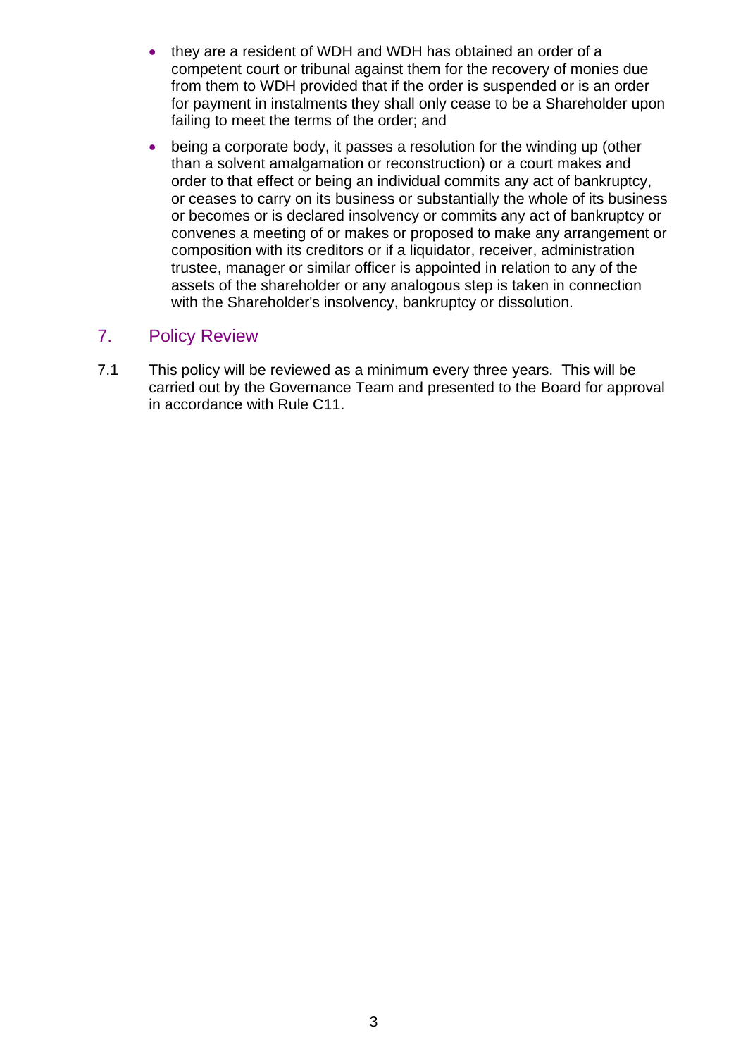- they are a resident of WDH and WDH has obtained an order of a competent court or tribunal against them for the recovery of monies due from them to WDH provided that if the order is suspended or is an order for payment in instalments they shall only cease to be a Shareholder upon failing to meet the terms of the order; and
- being a corporate body, it passes a resolution for the winding up (other than a solvent amalgamation or reconstruction) or a court makes and order to that effect or being an individual commits any act of bankruptcy, or ceases to carry on its business or substantially the whole of its business or becomes or is declared insolvency or commits any act of bankruptcy or convenes a meeting of or makes or proposed to make any arrangement or composition with its creditors or if a liquidator, receiver, administration trustee, manager or similar officer is appointed in relation to any of the assets of the shareholder or any analogous step is taken in connection with the Shareholder's insolvency, bankruptcy or dissolution.

## 7. Policy Review

7.1 This policy will be reviewed as a minimum every three years. This will be carried out by the Governance Team and presented to the Board for approval in accordance with Rule C11.